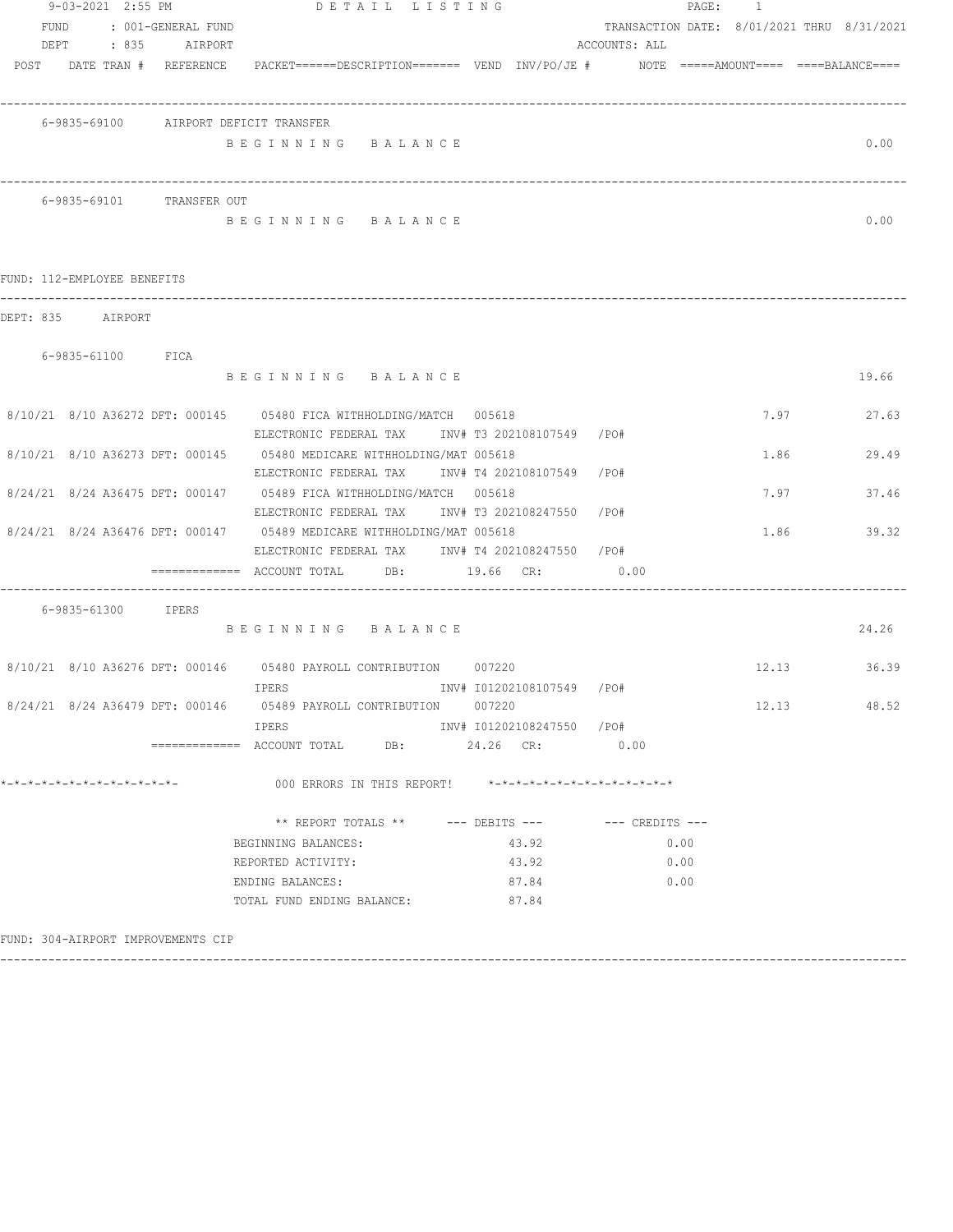9-03-2021 2:55 PM DETAIL LISTING PAGE: 1

FUND : 001-GENERAL FUND TRANSACTION DATE: 8/01/2021 THRU 8/31/2021

DEPT : 835 AIRPORT ACCOUNTS: ALL

| POST | DATE | TRAN # | REFERENCE | PACKET======DESCRIPTION======= | VEND | INV/PO/JE # | NOTE | =====AMOUNT==== | ====BALANCE==== |
|---|---|---|---|---|---|---|---|---|---|
| 6-9835-69100 | AIRPORT DEFICIT TRANSFER | | | | | | | | |
| | | | | BEGINNING BALANCE | | | | | 0.00 |
| 6-9835-69101 | TRANSFER OUT | | | | | | | | |
| | | | | BEGINNING BALANCE | | | | | 0.00 |

FUND: 112-EMPLOYEE BENEFITS

DEPT: 835 AIRPORT

| POST | DATE | TRAN # | REFERENCE | PACKET======DESCRIPTION======= | VEND | INV/PO/JE # | NOTE | =====AMOUNT==== | ====BALANCE==== |
|---|---|---|---|---|---|---|---|---|---|
| 6-9835-61100 | FICA | | | | | | | | |
| | | | | BEGINNING BALANCE | | | | | 19.66 |
| 8/10/21 | 8/10 | A36272 | DFT: 000145 | 05480 FICA WITHHOLDING/MATCH<br>ELECTRONIC FEDERAL TAX | 005618 | INV# T3 202108107549 /PO# | | 7.97 | 27.63 |
| 8/10/21 | 8/10 | A36273 | DFT: 000145 | 05480 MEDICARE WITHHOLDING/MAT<br>ELECTRONIC FEDERAL TAX | 005618 | INV# T4 202108107549 /PO# | | 1.86 | 29.49 |
| 8/24/21 | 8/24 | A36475 | DFT: 000147 | 05489 FICA WITHHOLDING/MATCH<br>ELECTRONIC FEDERAL TAX | 005618 | INV# T3 202108247550 /PO# | | 7.97 | 37.46 |
| 8/24/21 | 8/24 | A36476 | DFT: 000147 | 05489 MEDICARE WITHHOLDING/MAT<br>ELECTRONIC FEDERAL TAX | 005618 | INV# T4 202108247550 /PO# | | 1.86 | 39.32 |
| | | | ============= | ACCOUNT TOTAL DB: 19.66 CR: 0.00 | | | | | |
| 6-9835-61300 | IPERS | | | | | | | | |
| | | | | BEGINNING BALANCE | | | | | 24.26 |
| 8/10/21 | 8/10 | A36276 | DFT: 000146 | 05480 PAYROLL CONTRIBUTION<br>IPERS | 007220 | INV# I01202108107549 /PO# | | 12.13 | 36.39 |
| 8/24/21 | 8/24 | A36479 | DFT: 000146 | 05489 PAYROLL CONTRIBUTION<br>IPERS | 007220 | INV# I01202108247550 /PO# | | 12.13 | 48.52 |
| | | | ============= | ACCOUNT TOTAL DB: 24.26 CR: 0.00 | | | | | |

*-*-*-*-*-*-*-*-*-*-*-*-*- 000 ERRORS IN THIS REPORT! *-*-*-*-*-*-*-*-*-*-*-*-*-*

| ** REPORT TOTALS ** | --- DEBITS --- | --- CREDITS --- |
|---|---|---|
| BEGINNING BALANCES: | 43.92 | 0.00 |
| REPORTED ACTIVITY: | 43.92 | 0.00 |
| ENDING BALANCES: | 87.84 | 0.00 |
| TOTAL FUND ENDING BALANCE: | 87.84 | |

FUND: 304-AIRPORT IMPROVEMENTS CIP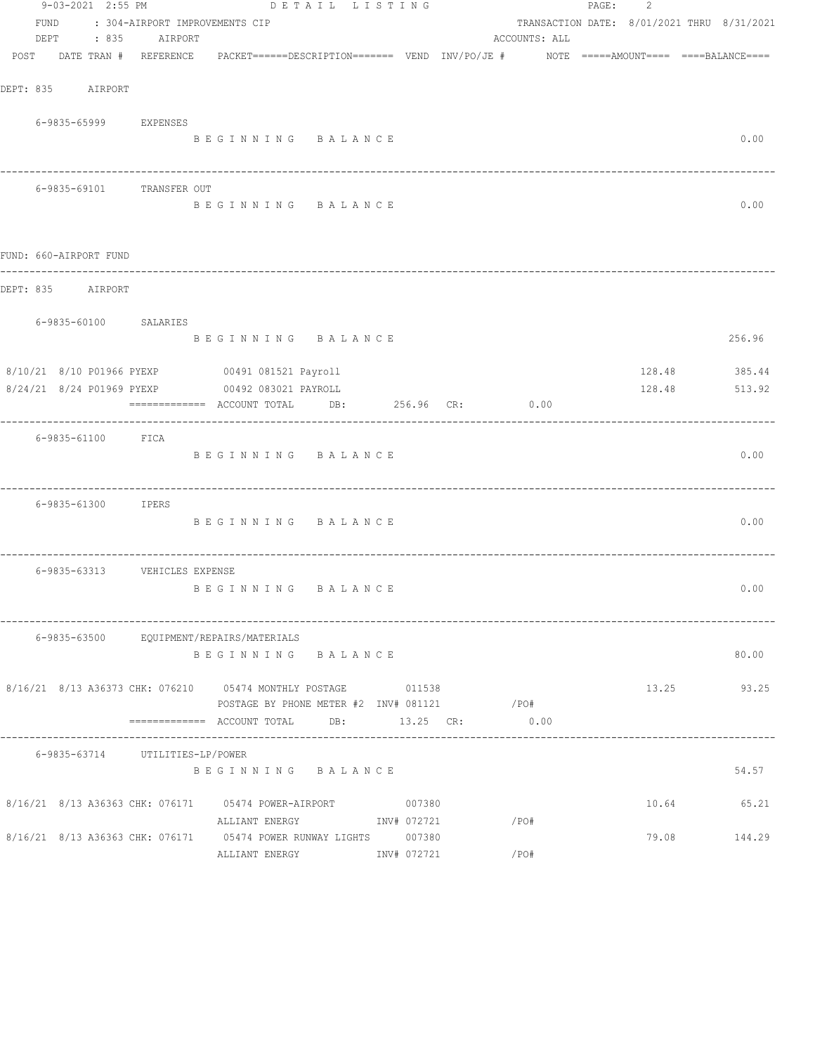9-03-2021 2:55 PM — DETAIL LISTING

FUND : 304-AIRPORT IMPROVEMENTS CIP — TRANSACTION DATE: 8/01/2021 THRU 8/31/2021

DEPT : 835 AIRPORT — ACCOUNTS: ALL

| POST | DATE | TRAN # | REFERENCE | PACKET | DESCRIPTION | VEND | INV/PO/JE # | NOTE | AMOUNT | BALANCE |
|---|---|---|---|---|---|---|---|---|---|---|

DEPT: 835 AIRPORT

**6-9835-65999 EXPENSES**

| | | | | | | | | | | |
|---|---|---|---|---|---|---|---|---|---|---|
| | | | | | BEGINNING BALANCE | | | | | 0.00 |

**6-9835-69101 TRANSFER OUT**

| | | | | | | | | | | |
|---|---|---|---|---|---|---|---|---|---|---|
| | | | | | BEGINNING BALANCE | | | | | 0.00 |

FUND: 660-AIRPORT FUND

DEPT: 835 AIRPORT

**6-9835-60100 SALARIES**

| | | | | | | | | | | |
|---|---|---|---|---|---|---|---|---|---|---|
| | | | | | BEGINNING BALANCE | | | | | 256.96 |
| 8/10/21 | 8/10 | P01966 | PYEXP | 00491 | 081521 Payroll | | | | 128.48 | 385.44 |
| 8/24/21 | 8/24 | P01969 | PYEXP | 00492 | 083021 PAYROLL | | | | 128.48 | 513.92 |
| | | | | | ============= ACCOUNT TOTAL DB: 256.96 CR: 0.00 | | | | | |

**6-9835-61100 FICA**

| | | | | | | | | | | |
|---|---|---|---|---|---|---|---|---|---|---|
| | | | | | BEGINNING BALANCE | | | | | 0.00 |

**6-9835-61300 IPERS**

| | | | | | | | | | | |
|---|---|---|---|---|---|---|---|---|---|---|
| | | | | | BEGINNING BALANCE | | | | | 0.00 |

**6-9835-63313 VEHICLES EXPENSE**

| | | | | | | | | | | |
|---|---|---|---|---|---|---|---|---|---|---|
| | | | | | BEGINNING BALANCE | | | | | 0.00 |

**6-9835-63500 EQUIPMENT/REPAIRS/MATERIALS**

| | | | | | | | | | | |
|---|---|---|---|---|---|---|---|---|---|---|
| | | | | | BEGINNING BALANCE | | | | | 80.00 |
| 8/16/21 | 8/13 | A36373 | CHK: 076210 | 05474 | MONTHLY POSTAGE | 011538 | | | 13.25 | 93.25 |
| | | | | | POSTAGE BY PHONE METER #2 | | INV# 081121 | /PO# | | |
| | | | | | ============= ACCOUNT TOTAL DB: 13.25 CR: 0.00 | | | | | |

**6-9835-63714 UTILITIES-LP/POWER**

| | | | | | | | | | | |
|---|---|---|---|---|---|---|---|---|---|---|
| | | | | | BEGINNING BALANCE | | | | | 54.57 |
| 8/16/21 | 8/13 | A36363 | CHK: 076171 | 05474 | POWER-AIRPORT | 007380 | | | 10.64 | 65.21 |
| | | | | | ALLIANT ENERGY | | INV# 072721 | /PO# | | |
| 8/16/21 | 8/13 | A36363 | CHK: 076171 | 05474 | POWER RUNWAY LIGHTS | 007380 | | | 79.08 | 144.29 |
| | | | | | ALLIANT ENERGY | | INV# 072721 | /PO# | | |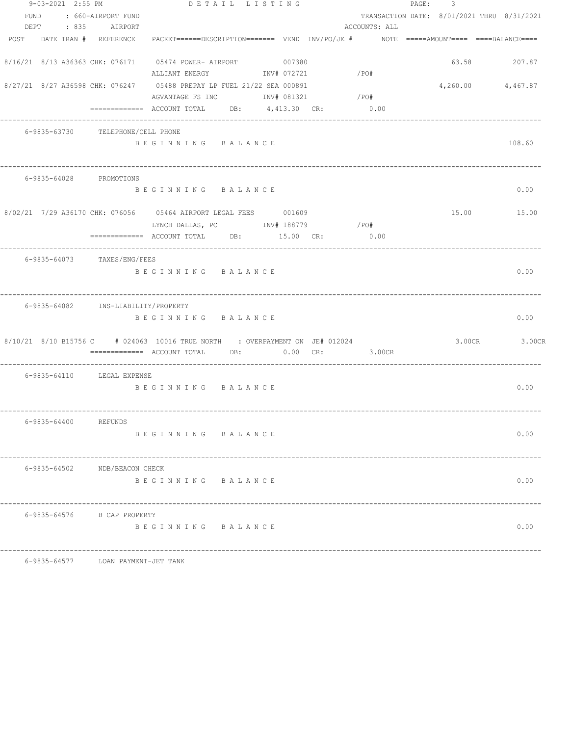9-03-2021 2:55 PM DETAIL LISTING

FUND : 660-AIRPORT FUND  TRANSACTION DATE: 8/01/2021 THRU 8/31/2021
DEPT : 835 AIRPORT  ACCOUNTS: ALL

| POST | DATE | TRAN # | REFERENCE | PACKET======DESCRIPTION======= VEND INV/PO/JE # | NOTE | =====AMOUNT==== | ====BALANCE==== |
|---|---|---|---|---|---|---|---|
| 8/16/21 | 8/13 | A36363 | CHK: 076171 | 05474 POWER- AIRPORT 007380 | | 63.58 | 207.87 |
| | | | | ALLIANT ENERGY INV# 072721 /PO# | | | |
| 8/27/21 | 8/27 | A36598 | CHK: 076247 | 05488 PREPAY LP FUEL 21/22 SEA 000891 | | 4,260.00 | 4,467.87 |
| | | | | AGVANTAGE FS INC INV# 081321 /PO# | | | |
| | | | | ============= ACCOUNT TOTAL DB: 4,413.30 CR: 0.00 | | | |

**6-9835-63730 TELEPHONE/CELL PHONE**

| | |
|---|---|
| BEGINNING BALANCE | 108.60 |

**6-9835-64028 PROMOTIONS**

| POST | DATE | TRAN # | REFERENCE | DESCRIPTION | AMOUNT | BALANCE |
|---|---|---|---|---|---|---|
| | | | | BEGINNING BALANCE | | 0.00 |
| 8/02/21 | 7/29 | A36170 | CHK: 076056 | 05464 AIRPORT LEGAL FEES 001609 | 15.00 | 15.00 |
| | | | | LYNCH DALLAS, PC INV# 188779 /PO# | | |
| | | | | ============= ACCOUNT TOTAL DB: 15.00 CR: 0.00 | | |

**6-9835-64073 TAXES/ENG/FEES**

| | |
|---|---|
| BEGINNING BALANCE | 0.00 |

**6-9835-64082 INS-LIABILITY/PROPERTY**

| POST | DATE | TRAN # | REFERENCE | DESCRIPTION | AMOUNT | BALANCE |
|---|---|---|---|---|---|---|
| | | | | BEGINNING BALANCE | | 0.00 |
| 8/10/21 | 8/10 | B15756 | C # 024063 | 10016 TRUE NORTH : OVERPAYMENT ON JE# 012024 | 3.00CR | 3.00CR |
| | | | | ============= ACCOUNT TOTAL DB: 0.00 CR: 3.00CR | | |

**6-9835-64110 LEGAL EXPENSE**

| | |
|---|---|
| BEGINNING BALANCE | 0.00 |

**6-9835-64400 REFUNDS**

| | |
|---|---|
| BEGINNING BALANCE | 0.00 |

**6-9835-64502 NDB/BEACON CHECK**

| | |
|---|---|
| BEGINNING BALANCE | 0.00 |

**6-9835-64576 B CAP PROPERTY**

| | |
|---|---|
| BEGINNING BALANCE | 0.00 |

**6-9835-64577 LOAN PAYMENT-JET TANK**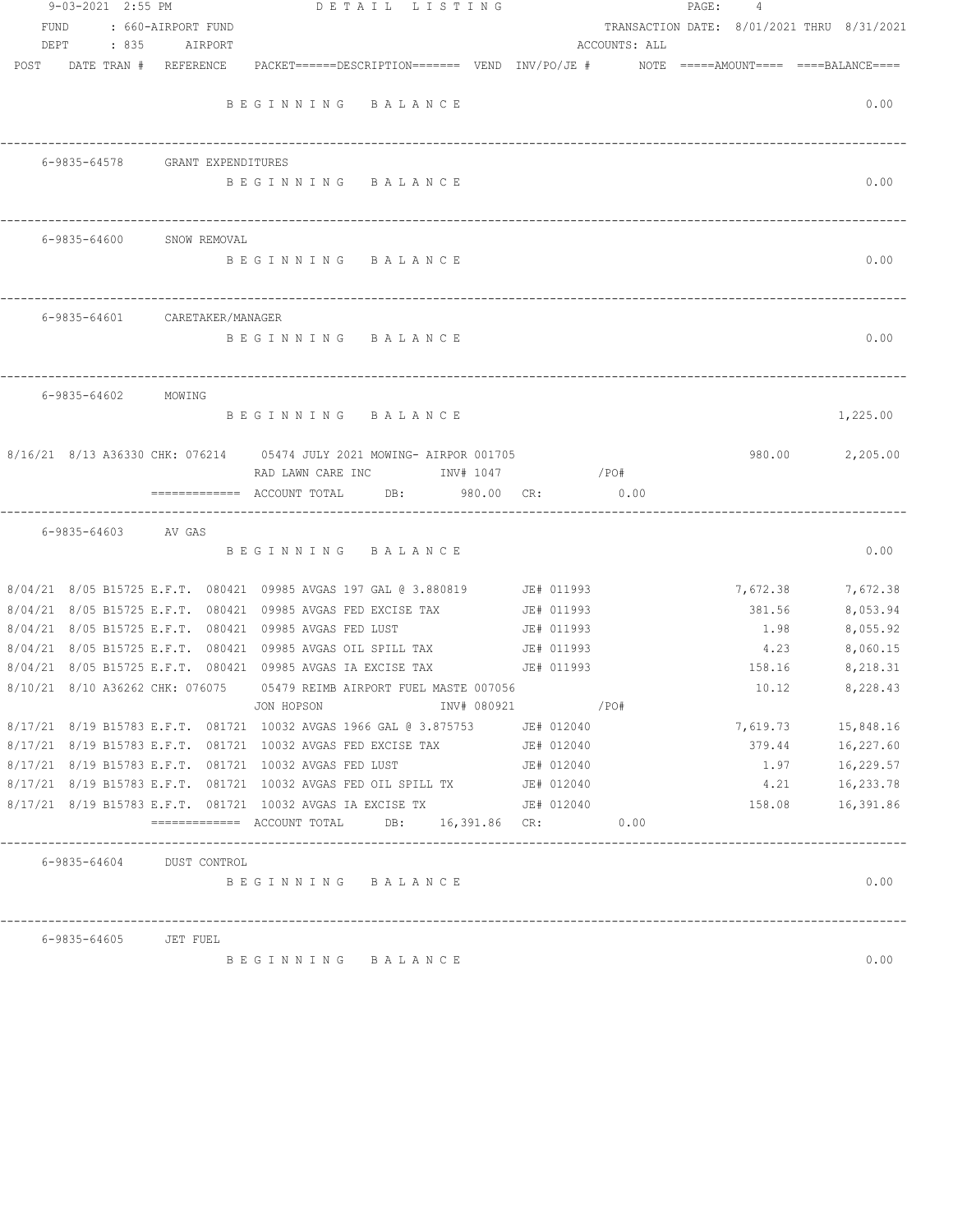9-03-2021 2:55 PM DETAIL LISTING

FUND : 660-AIRPORT FUND TRANSACTION DATE: 8/01/2021 THRU 8/31/2021

DEPT : 835 AIRPORT ACCOUNTS: ALL

| POST | DATE TRAN # | REFERENCE | PACKET======DESCRIPTION======= VEND | INV/PO/JE # | NOTE | =====AMOUNT==== | ====BALANCE==== |
|---|---|---|---|---|---|---|---|
| | | | BEGINNING BALANCE | | | | 0.00 |
| **6-9835-64578** | | GRANT EXPENDITURES | | | | | |
| | | | BEGINNING BALANCE | | | | 0.00 |
| **6-9835-64600** | | SNOW REMOVAL | | | | | |
| | | | BEGINNING BALANCE | | | | 0.00 |
| **6-9835-64601** | | CARETAKER/MANAGER | | | | | |
| | | | BEGINNING BALANCE | | | | 0.00 |
| **6-9835-64602** | | MOWING | | | | | |
| | | | BEGINNING BALANCE | | | | 1,225.00 |
| 8/16/21 | 8/13 A36330 | CHK: 076214 | 05474 JULY 2021 MOWING- AIRPOR 001705 RAD LAWN CARE INC | INV# 1047 | /PO# | 980.00 | 2,205.00 |
| | | ============= | ACCOUNT TOTAL DB: 980.00 CR: 0.00 | | | | |
| **6-9835-64603** | | AV GAS | | | | | |
| | | | BEGINNING BALANCE | | | | 0.00 |
| 8/04/21 | 8/05 B15725 | E.F.T. 080421 | 09985 AVGAS 197 GAL @ 3.880819 | JE# 011993 | | 7,672.38 | 7,672.38 |
| 8/04/21 | 8/05 B15725 | E.F.T. 080421 | 09985 AVGAS FED EXCISE TAX | JE# 011993 | | 381.56 | 8,053.94 |
| 8/04/21 | 8/05 B15725 | E.F.T. 080421 | 09985 AVGAS FED LUST | JE# 011993 | | 1.98 | 8,055.92 |
| 8/04/21 | 8/05 B15725 | E.F.T. 080421 | 09985 AVGAS OIL SPILL TAX | JE# 011993 | | 4.23 | 8,060.15 |
| 8/04/21 | 8/05 B15725 | E.F.T. 080421 | 09985 AVGAS IA EXCISE TAX | JE# 011993 | | 158.16 | 8,218.31 |
| 8/10/21 | 8/10 A36262 | CHK: 076075 | 05479 REIMB AIRPORT FUEL MASTE 007056 JON HOPSON | INV# 080921 | /PO# | 10.12 | 8,228.43 |
| 8/17/21 | 8/19 B15783 | E.F.T. 081721 | 10032 AVGAS 1966 GAL @ 3.875753 | JE# 012040 | | 7,619.73 | 15,848.16 |
| 8/17/21 | 8/19 B15783 | E.F.T. 081721 | 10032 AVGAS FED EXCISE TAX | JE# 012040 | | 379.44 | 16,227.60 |
| 8/17/21 | 8/19 B15783 | E.F.T. 081721 | 10032 AVGAS FED LUST | JE# 012040 | | 1.97 | 16,229.57 |
| 8/17/21 | 8/19 B15783 | E.F.T. 081721 | 10032 AVGAS FED OIL SPILL TX | JE# 012040 | | 4.21 | 16,233.78 |
| 8/17/21 | 8/19 B15783 | E.F.T. 081721 | 10032 AVGAS IA EXCISE TX | JE# 012040 | | 158.08 | 16,391.86 |
| | | ============= | ACCOUNT TOTAL DB: 16,391.86 CR: 0.00 | | | | |
| **6-9835-64604** | | DUST CONTROL | | | | | |
| | | | BEGINNING BALANCE | | | | 0.00 |
| **6-9835-64605** | | JET FUEL | | | | | |
| | | | BEGINNING BALANCE | | | | 0.00 |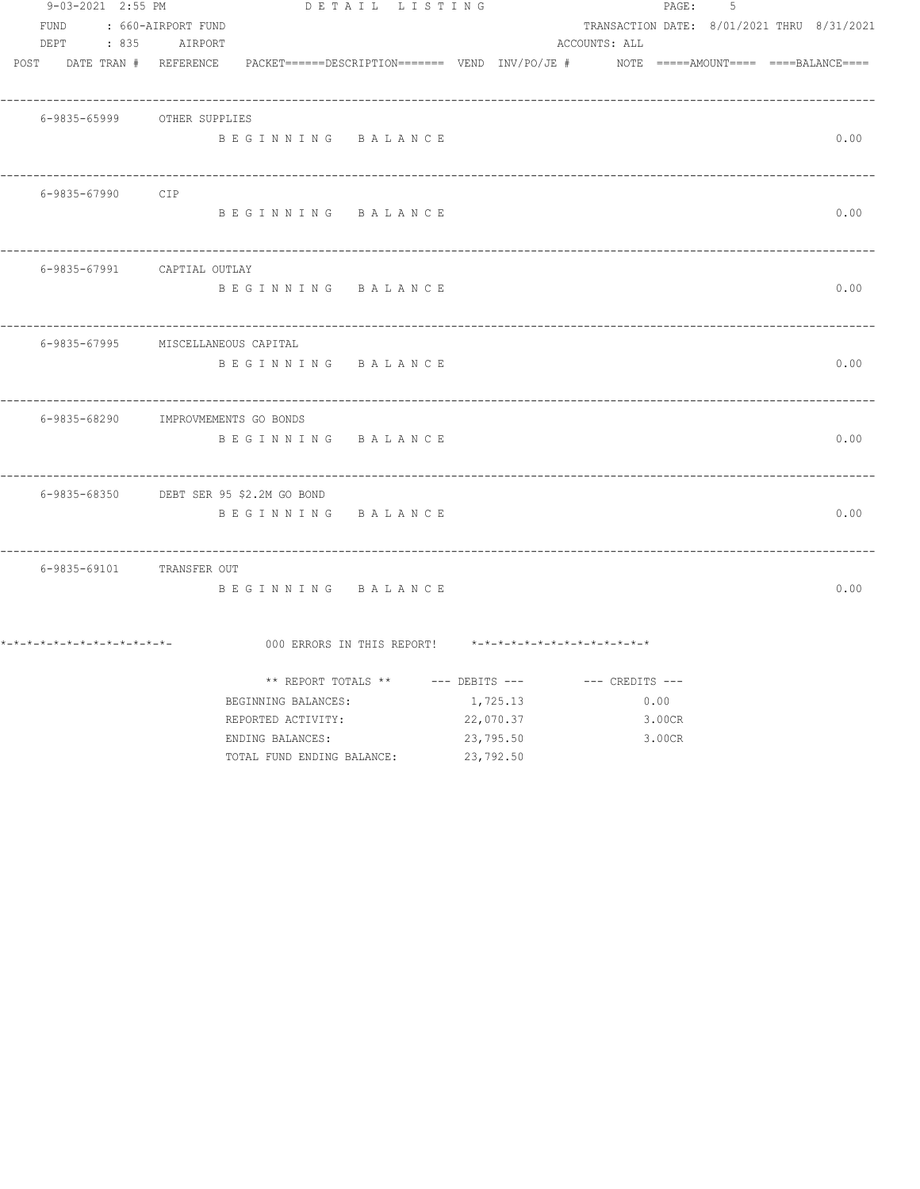9-03-2021 2:55 PM DETAIL LISTING

FUND : 660-AIRPORT FUND TRANSACTION DATE: 8/01/2021 THRU 8/31/2021

DEPT : 835 AIRPORT ACCOUNTS: ALL

| POST | DATE TRAN # | REFERENCE | PACKET======DESCRIPTION======= | VEND | INV/PO/JE # | NOTE | =====AMOUNT==== | ====BALANCE==== |
|---|---|---|---|---|---|---|---|---|
| 6-9835-65999 | OTHER SUPPLIES | | | | | | | |
| | | | BEGINNING BALANCE | | | | | 0.00 |
| 6-9835-67990 | CIP | | | | | | | |
| | | | BEGINNING BALANCE | | | | | 0.00 |
| 6-9835-67991 | CAPTIAL OUTLAY | | | | | | | |
| | | | BEGINNING BALANCE | | | | | 0.00 |
| 6-9835-67995 | MISCELLANEOUS CAPITAL | | | | | | | |
| | | | BEGINNING BALANCE | | | | | 0.00 |
| 6-9835-68290 | IMPROVMEMENTS GO BONDS | | | | | | | |
| | | | BEGINNING BALANCE | | | | | 0.00 |
| 6-9835-68350 | DEBT SER 95 $2.2M GO BOND | | | | | | | |
| | | | BEGINNING BALANCE | | | | | 0.00 |
| 6-9835-69101 | TRANSFER OUT | | | | | | | |
| | | | BEGINNING BALANCE | | | | | 0.00 |

*-*-*-*-*-*-*-*-*-*-*-*-*- 000 ERRORS IN THIS REPORT! *-*-*-*-*-*-*-*-*-*-*-*-*-*

| ** REPORT TOTALS ** | --- DEBITS --- | --- CREDITS --- |
|---|---|---|
| BEGINNING BALANCES: | 1,725.13 | 0.00 |
| REPORTED ACTIVITY: | 22,070.37 | 3.00CR |
| ENDING BALANCES: | 23,795.50 | 3.00CR |
| TOTAL FUND ENDING BALANCE: | 23,792.50 | |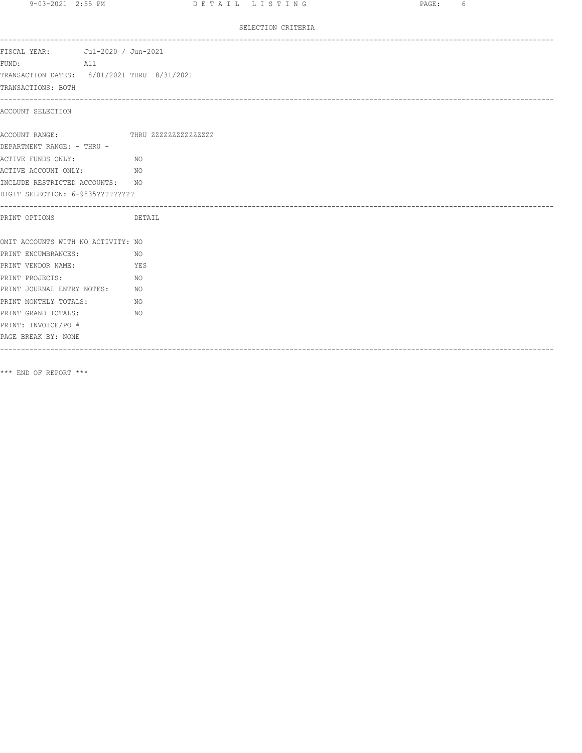SELECTION CRITERIA

---

FISCAL YEAR: Jul-2020 / Jun-2021
FUND: All
TRANSACTION DATES: 8/01/2021 THRU 8/31/2021
TRANSACTIONS: BOTH

---

ACCOUNT SELECTION

ACCOUNT RANGE: THRU ZZZZZZZZZZZZZZZ
DEPARTMENT RANGE: - THRU -
ACTIVE FUNDS ONLY: NO
ACTIVE ACCOUNT ONLY: NO
INCLUDE RESTRICTED ACCOUNTS: NO
DIGIT SELECTION: 6-9835?????????

---

PRINT OPTIONS DETAIL

OMIT ACCOUNTS WITH NO ACTIVITY: NO
PRINT ENCUMBRANCES: NO
PRINT VENDOR NAME: YES
PRINT PROJECTS: NO
PRINT JOURNAL ENTRY NOTES: NO
PRINT MONTHLY TOTALS: NO
PRINT GRAND TOTALS: NO
PRINT: INVOICE/PO #
PAGE BREAK BY: NONE

---

*** END OF REPORT ***